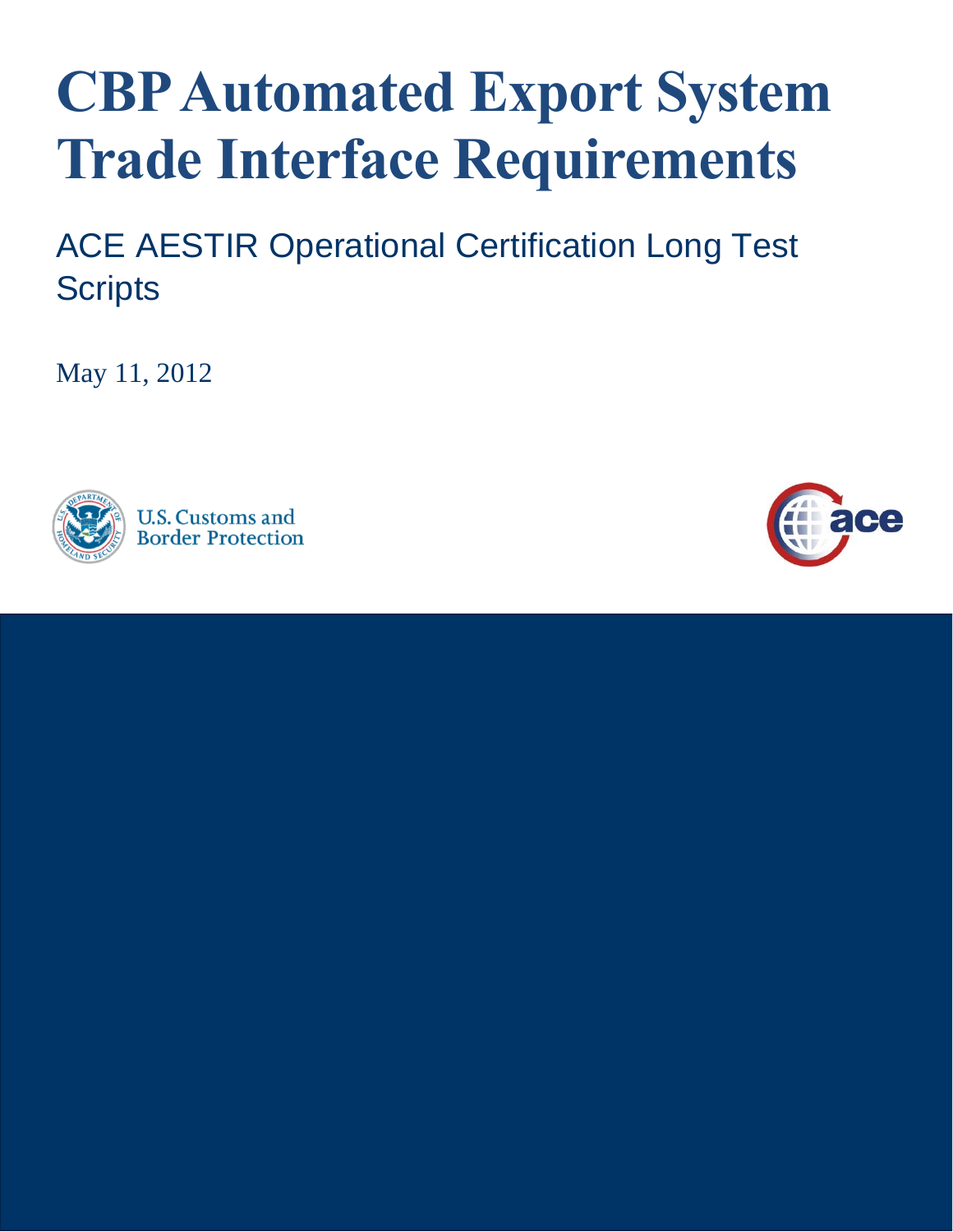# CBP Automated Export System Trade Interface Requirements

## ACE AESTIR Operational Certification Long Test Scripts

May 11, 2012

U.S. Customs and Border Protection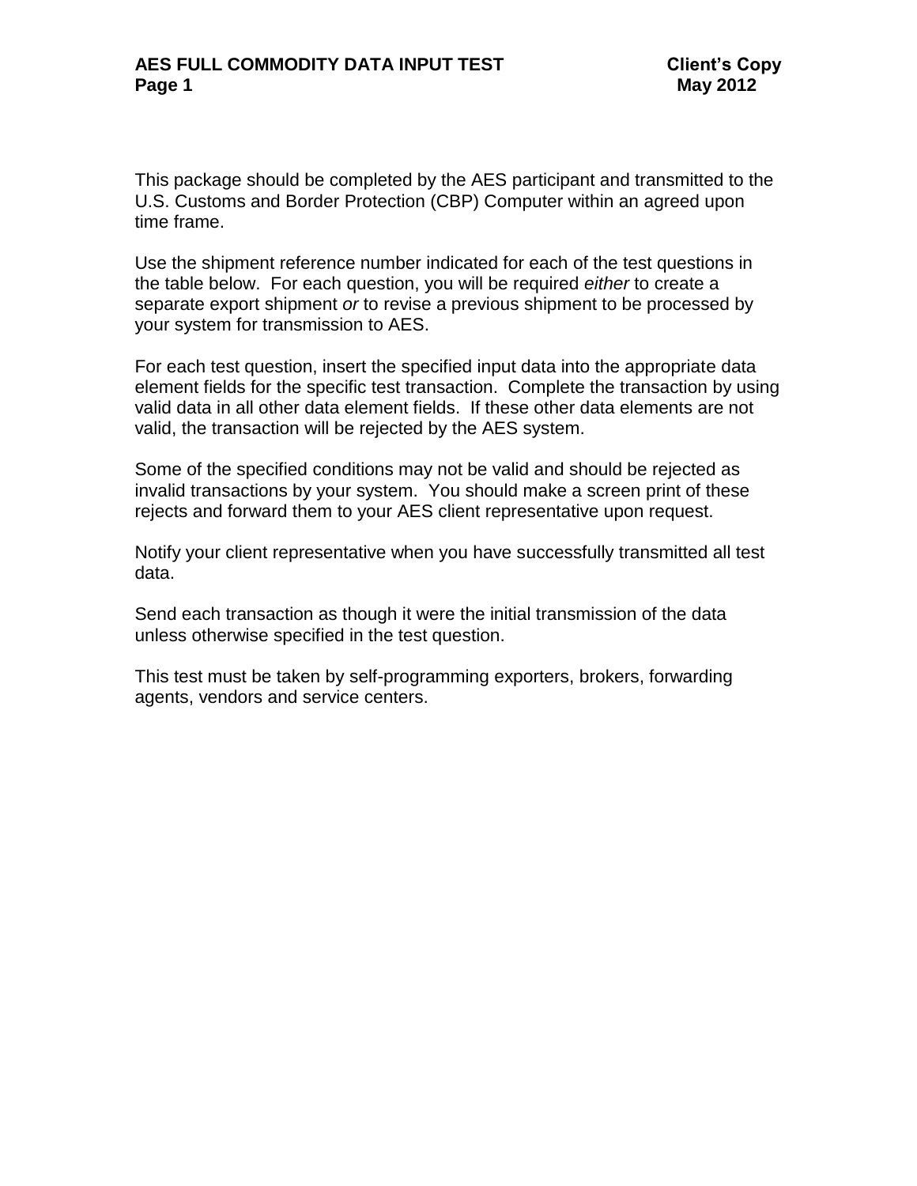This package should be completed by the AES participant and transmitted to the U.S. Customs and Border Protection (CBP) Computer within an agreed upon time frame.

Use the shipment reference number indicated for each of the test questions in the table below. For each question, you will be required *either* to create a separate export shipment *or* to revise a previous shipment to be processed by your system for transmission to AES.

For each test question, insert the specified input data into the appropriate data element fields for the specific test transaction. Complete the transaction by using valid data in all other data element fields. If these other data elements are not valid, the transaction will be rejected by the AES system.

Some of the specified conditions may not be valid and should be rejected as invalid transactions by your system. You should make a screen print of these rejects and forward them to your AES client representative upon request.

Notify your client representative when you have successfully transmitted all test data.

Send each transaction as though it were the initial transmission of the data unless otherwise specified in the test question.

This test must be taken by self-programming exporters, brokers, forwarding agents, vendors and service centers.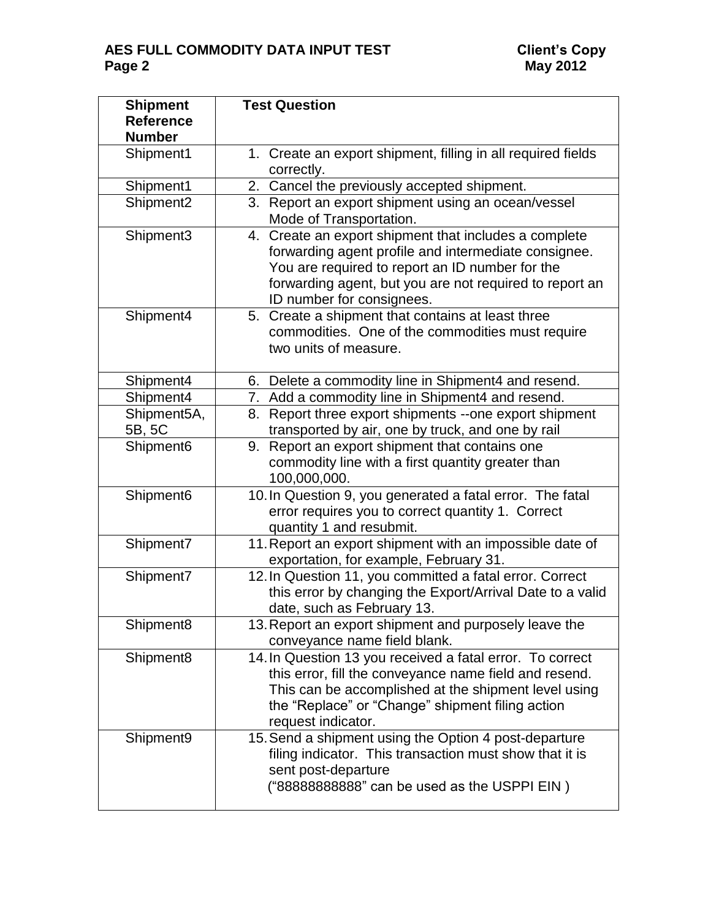| Shipment Reference Number | Test Question |
|---|---|
| Shipment1 | 1. Create an export shipment, filling in all required fields correctly. |
| Shipment1 | 2. Cancel the previously accepted shipment. |
| Shipment2 | 3. Report an export shipment using an ocean/vessel Mode of Transportation. |
| Shipment3 | 4. Create an export shipment that includes a complete forwarding agent profile and intermediate consignee. You are required to report an ID number for the forwarding agent, but you are not required to report an ID number for consignees. |
| Shipment4 | 5. Create a shipment that contains at least three commodities. One of the commodities must require two units of measure. |
| Shipment4 | 6. Delete a commodity line in Shipment4 and resend. |
| Shipment4 | 7. Add a commodity line in Shipment4 and resend. |
| Shipment5A, 5B, 5C | 8. Report three export shipments --one export shipment transported by air, one by truck, and one by rail |
| Shipment6 | 9. Report an export shipment that contains one commodity line with a first quantity greater than 100,000,000. |
| Shipment6 | 10. In Question 9, you generated a fatal error. The fatal error requires you to correct quantity 1. Correct quantity 1 and resubmit. |
| Shipment7 | 11. Report an export shipment with an impossible date of exportation, for example, February 31. |
| Shipment7 | 12. In Question 11, you committed a fatal error. Correct this error by changing the Export/Arrival Date to a valid date, such as February 13. |
| Shipment8 | 13. Report an export shipment and purposely leave the conveyance name field blank. |
| Shipment8 | 14. In Question 13 you received a fatal error. To correct this error, fill the conveyance name field and resend. This can be accomplished at the shipment level using the "Replace" or "Change" shipment filing action request indicator. |
| Shipment9 | 15. Send a shipment using the Option 4 post-departure filing indicator. This transaction must show that it is sent post-departure ("88888888888" can be used as the USPPI EIN ) |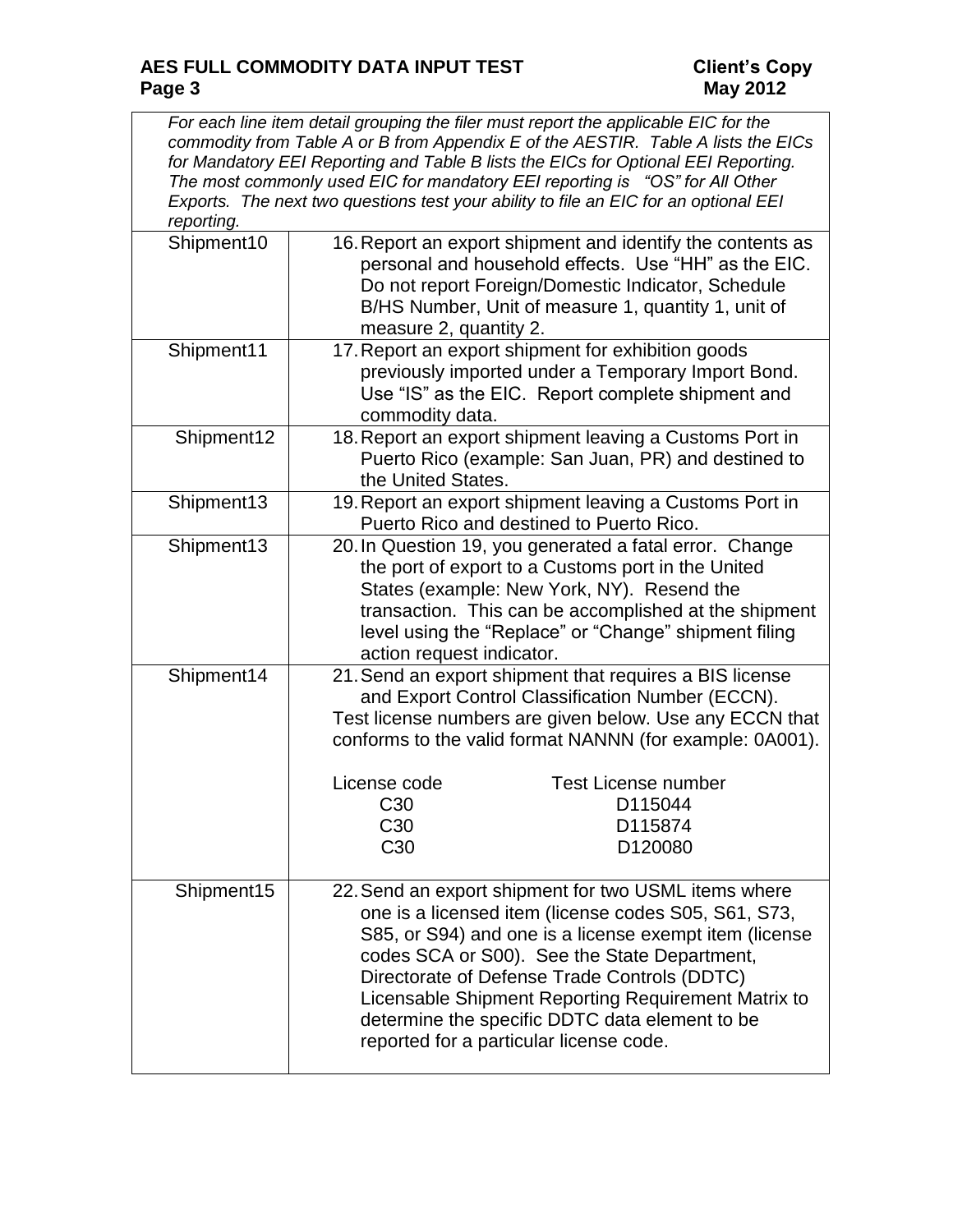| *For each line item detail grouping the filer must report the applicable EIC for the commodity from Table A or B from Appendix E of the AESTIR. Table A lists the EICs for Mandatory EEI Reporting and Table B lists the EICs for Optional EEI Reporting. The most commonly used EIC for mandatory EEI reporting is "OS" for All Other Exports. The next two questions test your ability to file an EIC for an optional EEI reporting.* | |
|---|---|
| Shipment10 | 16. Report an export shipment and identify the contents as personal and household effects. Use "HH" as the EIC. Do not report Foreign/Domestic Indicator, Schedule B/HS Number, Unit of measure 1, quantity 1, unit of measure 2, quantity 2. |
| Shipment11 | 17. Report an export shipment for exhibition goods previously imported under a Temporary Import Bond. Use "IS" as the EIC. Report complete shipment and commodity data. |
| Shipment12 | 18. Report an export shipment leaving a Customs Port in Puerto Rico (example: San Juan, PR) and destined to the United States. |
| Shipment13 | 19. Report an export shipment leaving a Customs Port in Puerto Rico and destined to Puerto Rico. |
| Shipment13 | 20. In Question 19, you generated a fatal error. Change the port of export to a Customs port in the United States (example: New York, NY). Resend the transaction. This can be accomplished at the shipment level using the "Replace" or "Change" shipment filing action request indicator. |
| Shipment14 | 21. Send an export shipment that requires a BIS license and Export Control Classification Number (ECCN).<br>Test license numbers are given below. Use any ECCN that conforms to the valid format NANNN (for example: 0A001).<br><br>License code — Test License number<br>C30 — D115044<br>C30 — D115874<br>C30 — D120080 |
| Shipment15 | 22. Send an export shipment for two USML items where one is a licensed item (license codes S05, S61, S73, S85, or S94) and one is a license exempt item (license codes SCA or S00). See the State Department, Directorate of Defense Trade Controls (DDTC) Licensable Shipment Reporting Requirement Matrix to determine the specific DDTC data element to be reported for a particular license code. |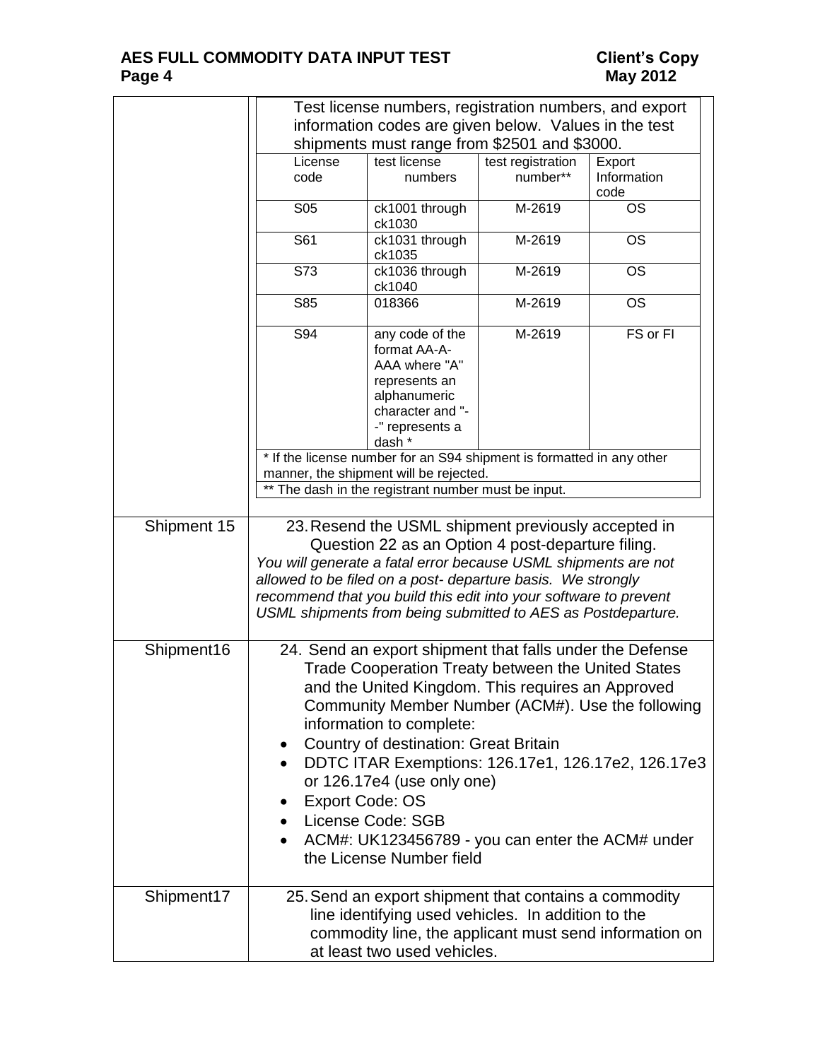| | |
|---|---|
| | Test license numbers, registration numbers, and export information codes are given below. Values in the test shipments must range from $2501 and $3000. |
| Shipment 15 | 23. Resend the USML shipment previously accepted in Question 22 as an Option 4 post-departure filing. *You will generate a fatal error because USML shipments are not allowed to be filed on a post- departure basis. We strongly recommend that you build this edit into your software to prevent USML shipments from being submitted to AES as Postdeparture.* |
| Shipment16 | 24. Send an export shipment that falls under the Defense Trade Cooperation Treaty between the United States and the United Kingdom. This requires an Approved Community Member Number (ACM#). Use the following information to complete:<br>• Country of destination: Great Britain<br>• DDTC ITAR Exemptions: 126.17e1, 126.17e2, 126.17e3 or 126.17e4 (use only one)<br>• Export Code: OS<br>• License Code: SGB<br>• ACM#: UK123456789 - you can enter the ACM# under the License Number field |
| Shipment17 | 25. Send an export shipment that contains a commodity line identifying used vehicles. In addition to the commodity line, the applicant must send information on at least two used vehicles. |

| License code | test license numbers | test registration number** | Export Information code |
|---|---|---|---|
| S05 | ck1001 through ck1030 | M-2619 | OS |
| S61 | ck1031 through ck1035 | M-2619 | OS |
| S73 | ck1036 through ck1040 | M-2619 | OS |
| S85 | 018366 | M-2619 | OS |
| S94 | any code of the format AA-A-AAA where "A" represents an alphanumeric character and "-" represents a dash * | M-2619 | FS or FI |

* If the license number for an S94 shipment is formatted in any other manner, the shipment will be rejected.

** The dash in the registrant number must be input.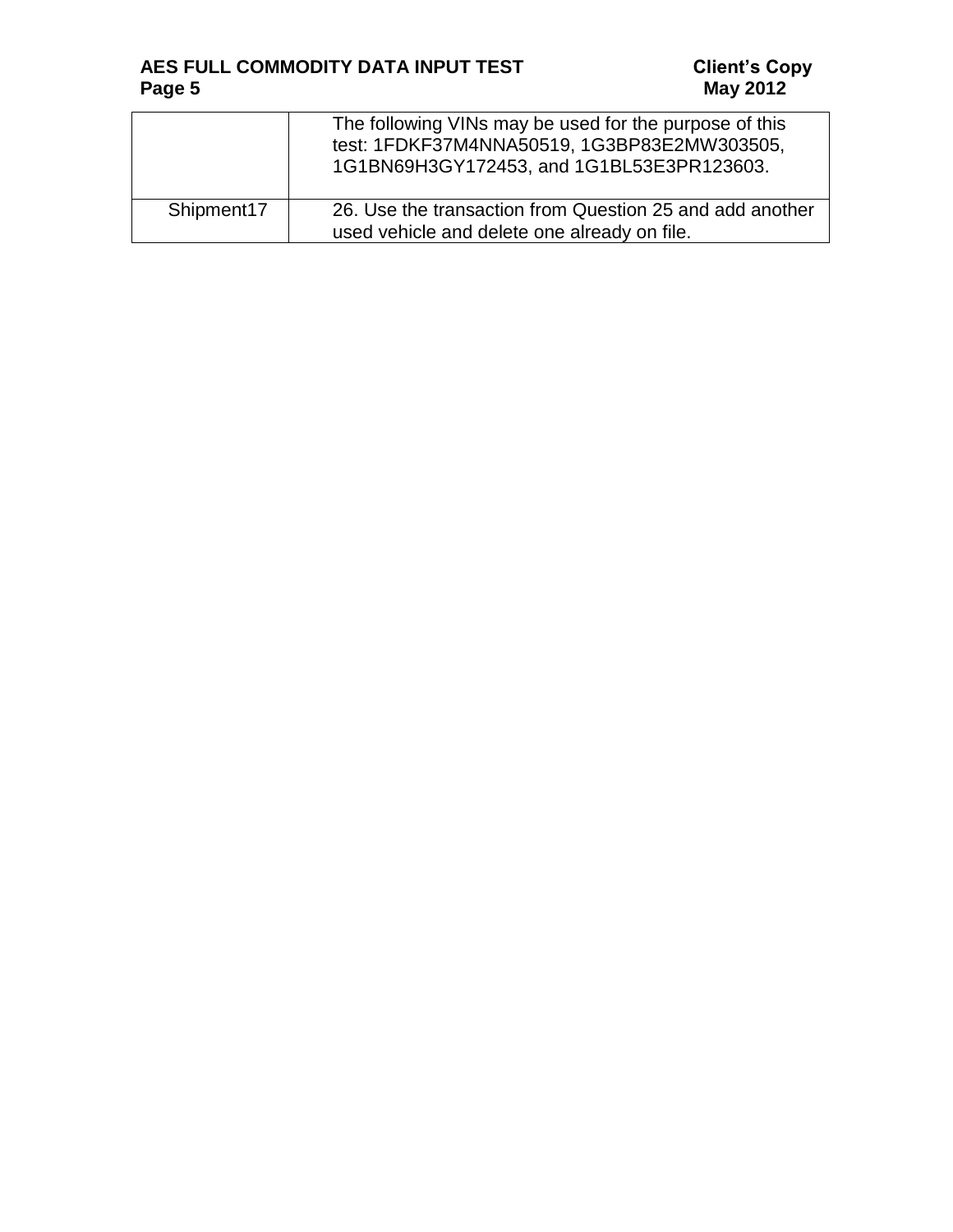| | |
|---|---|
| | The following VINs may be used for the purpose of this test: 1FDKF37M4NNA50519, 1G3BP83E2MW303505, 1G1BN69H3GY172453, and 1G1BL53E3PR123603. |
| Shipment17 | 26. Use the transaction from Question 25 and add another used vehicle and delete one already on file. |